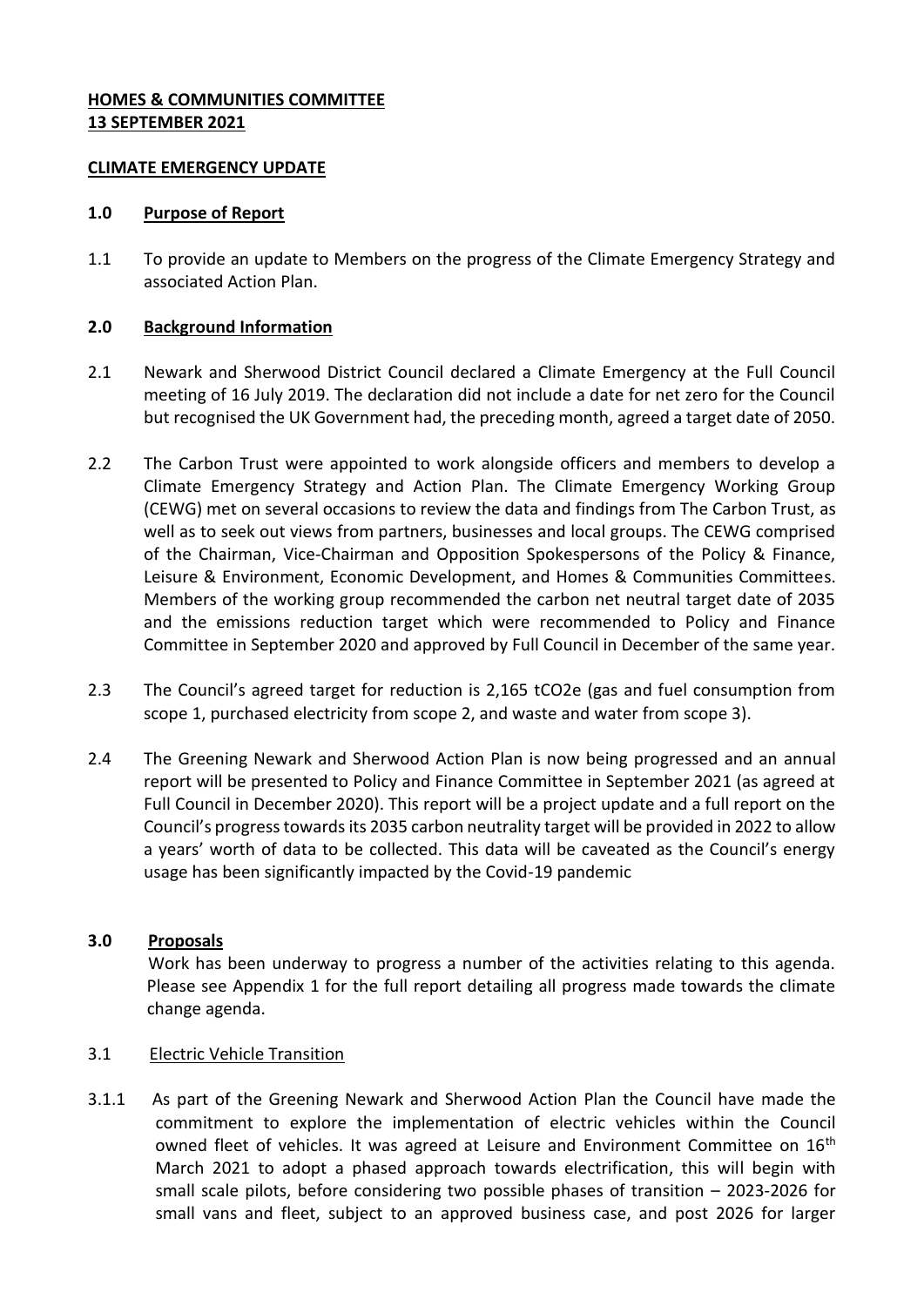**HOMES & COMMUNITIES COMMITTEE**
**13 SEPTEMBER 2021**

**CLIMATE EMERGENCY UPDATE**

## 1.0 Purpose of Report

1.1 To provide an update to Members on the progress of the Climate Emergency Strategy and associated Action Plan.

## 2.0 Background Information

2.1 Newark and Sherwood District Council declared a Climate Emergency at the Full Council meeting of 16 July 2019. The declaration did not include a date for net zero for the Council but recognised the UK Government had, the preceding month, agreed a target date of 2050.

2.2 The Carbon Trust were appointed to work alongside officers and members to develop a Climate Emergency Strategy and Action Plan. The Climate Emergency Working Group (CEWG) met on several occasions to review the data and findings from The Carbon Trust, as well as to seek out views from partners, businesses and local groups. The CEWG comprised of the Chairman, Vice-Chairman and Opposition Spokespersons of the Policy & Finance, Leisure & Environment, Economic Development, and Homes & Communities Committees. Members of the working group recommended the carbon net neutral target date of 2035 and the emissions reduction target which were recommended to Policy and Finance Committee in September 2020 and approved by Full Council in December of the same year.

2.3 The Council's agreed target for reduction is 2,165 $tCO_2e$ (gas and fuel consumption from scope 1, purchased electricity from scope 2, and waste and water from scope 3).

2.4 The Greening Newark and Sherwood Action Plan is now being progressed and an annual report will be presented to Policy and Finance Committee in September 2021 (as agreed at Full Council in December 2020). This report will be a project update and a full report on the Council's progress towards its 2035 carbon neutrality target will be provided in 2022 to allow a years' worth of data to be collected. This data will be caveated as the Council's energy usage has been significantly impacted by the Covid-19 pandemic

## 3.0 Proposals

Work has been underway to progress a number of the activities relating to this agenda. Please see Appendix 1 for the full report detailing all progress made towards the climate change agenda.

3.1 Electric Vehicle Transition

3.1.1 As part of the Greening Newark and Sherwood Action Plan the Council have made the commitment to explore the implementation of electric vehicles within the Council owned fleet of vehicles. It was agreed at Leisure and Environment Committee on 16th March 2021 to adopt a phased approach towards electrification, this will begin with small scale pilots, before considering two possible phases of transition – 2023-2026 for small vans and fleet, subject to an approved business case, and post 2026 for larger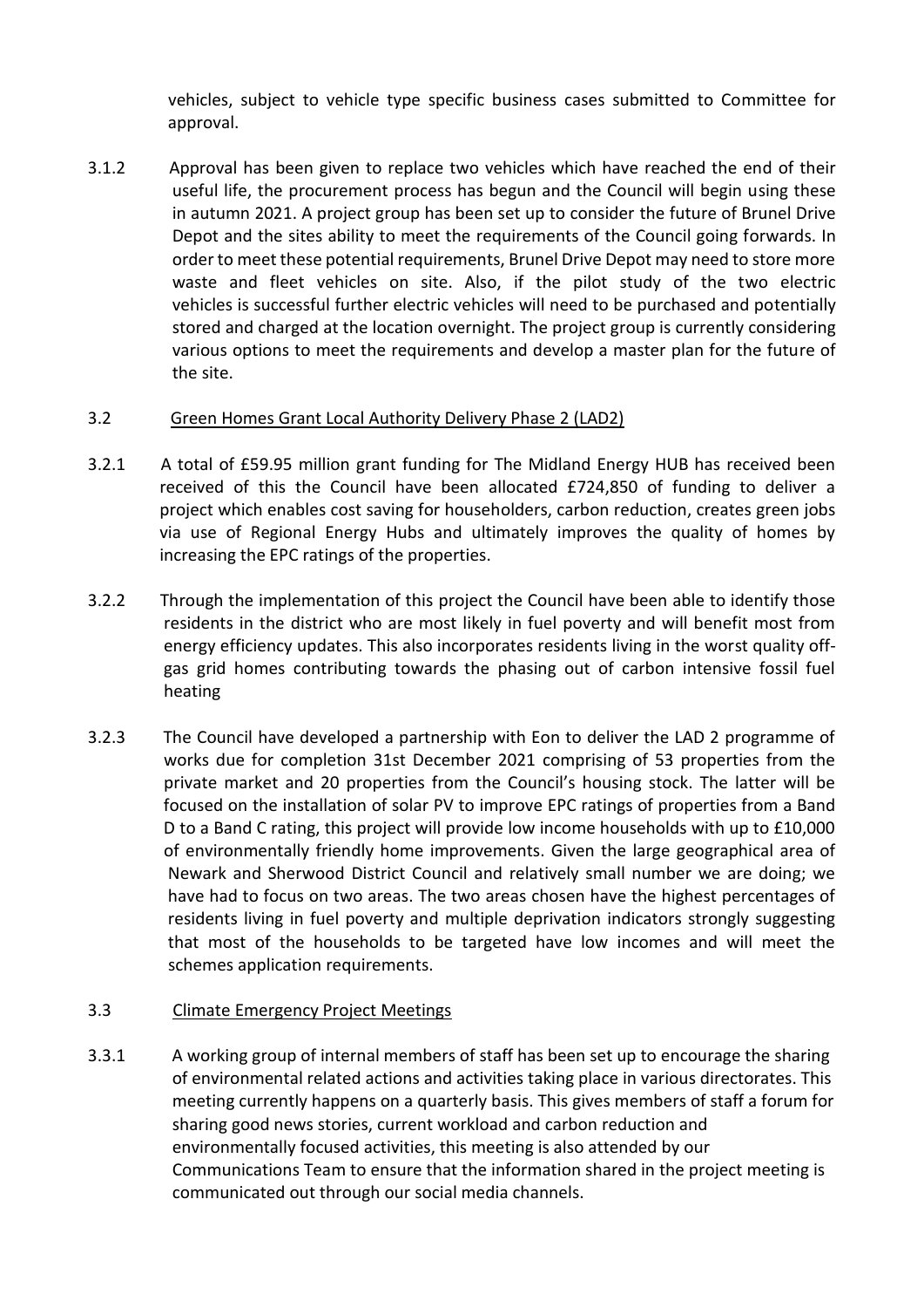vehicles, subject to vehicle type specific business cases submitted to Committee for approval.

3.1.2 Approval has been given to replace two vehicles which have reached the end of their useful life, the procurement process has begun and the Council will begin using these in autumn 2021. A project group has been set up to consider the future of Brunel Drive Depot and the sites ability to meet the requirements of the Council going forwards. In order to meet these potential requirements, Brunel Drive Depot may need to store more waste and fleet vehicles on site. Also, if the pilot study of the two electric vehicles is successful further electric vehicles will need to be purchased and potentially stored and charged at the location overnight. The project group is currently considering various options to meet the requirements and develop a master plan for the future of the site.

3.2 <u>Green Homes Grant Local Authority Delivery Phase 2 (LAD2)</u>

3.2.1 A total of £59.95 million grant funding for The Midland Energy HUB has received been received of this the Council have been allocated £724,850 of funding to deliver a project which enables cost saving for householders, carbon reduction, creates green jobs via use of Regional Energy Hubs and ultimately improves the quality of homes by increasing the EPC ratings of the properties.

3.2.2 Through the implementation of this project the Council have been able to identify those residents in the district who are most likely in fuel poverty and will benefit most from energy efficiency updates. This also incorporates residents living in the worst quality off-gas grid homes contributing towards the phasing out of carbon intensive fossil fuel heating

3.2.3 The Council have developed a partnership with Eon to deliver the LAD 2 programme of works due for completion 31st December 2021 comprising of 53 properties from the private market and 20 properties from the Council's housing stock. The latter will be focused on the installation of solar PV to improve EPC ratings of properties from a Band D to a Band C rating, this project will provide low income households with up to £10,000 of environmentally friendly home improvements. Given the large geographical area of Newark and Sherwood District Council and relatively small number we are doing; we have had to focus on two areas. The two areas chosen have the highest percentages of residents living in fuel poverty and multiple deprivation indicators strongly suggesting that most of the households to be targeted have low incomes and will meet the schemes application requirements.

3.3 <u>Climate Emergency Project Meetings</u>

3.3.1 A working group of internal members of staff has been set up to encourage the sharing of environmental related actions and activities taking place in various directorates. This meeting currently happens on a quarterly basis. This gives members of staff a forum for sharing good news stories, current workload and carbon reduction and environmentally focused activities, this meeting is also attended by our Communications Team to ensure that the information shared in the project meeting is communicated out through our social media channels.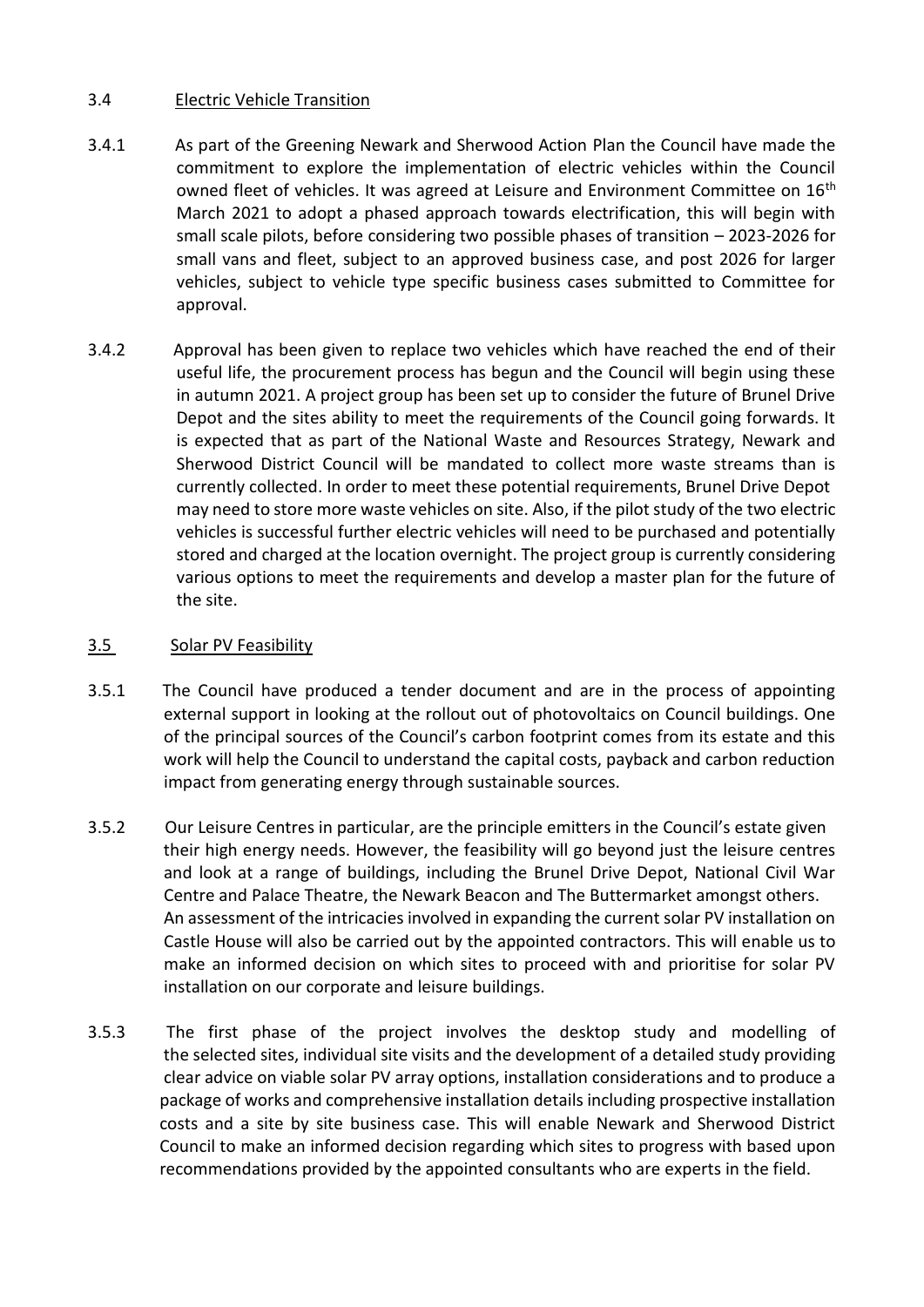### 3.4 Electric Vehicle Transition

3.4.1 As part of the Greening Newark and Sherwood Action Plan the Council have made the commitment to explore the implementation of electric vehicles within the Council owned fleet of vehicles. It was agreed at Leisure and Environment Committee on 16th March 2021 to adopt a phased approach towards electrification, this will begin with small scale pilots, before considering two possible phases of transition – 2023-2026 for small vans and fleet, subject to an approved business case, and post 2026 for larger vehicles, subject to vehicle type specific business cases submitted to Committee for approval.

3.4.2 Approval has been given to replace two vehicles which have reached the end of their useful life, the procurement process has begun and the Council will begin using these in autumn 2021. A project group has been set up to consider the future of Brunel Drive Depot and the sites ability to meet the requirements of the Council going forwards. It is expected that as part of the National Waste and Resources Strategy, Newark and Sherwood District Council will be mandated to collect more waste streams than is currently collected. In order to meet these potential requirements, Brunel Drive Depot may need to store more waste vehicles on site. Also, if the pilot study of the two electric vehicles is successful further electric vehicles will need to be purchased and potentially stored and charged at the location overnight. The project group is currently considering various options to meet the requirements and develop a master plan for the future of the site.

### 3.5 Solar PV Feasibility

3.5.1 The Council have produced a tender document and are in the process of appointing external support in looking at the rollout out of photovoltaics on Council buildings. One of the principal sources of the Council's carbon footprint comes from its estate and this work will help the Council to understand the capital costs, payback and carbon reduction impact from generating energy through sustainable sources.

3.5.2 Our Leisure Centres in particular, are the principle emitters in the Council's estate given their high energy needs. However, the feasibility will go beyond just the leisure centres and look at a range of buildings, including the Brunel Drive Depot, National Civil War Centre and Palace Theatre, the Newark Beacon and The Buttermarket amongst others. An assessment of the intricacies involved in expanding the current solar PV installation on Castle House will also be carried out by the appointed contractors. This will enable us to make an informed decision on which sites to proceed with and prioritise for solar PV installation on our corporate and leisure buildings.

3.5.3 The first phase of the project involves the desktop study and modelling of the selected sites, individual site visits and the development of a detailed study providing clear advice on viable solar PV array options, installation considerations and to produce a package of works and comprehensive installation details including prospective installation costs and a site by site business case. This will enable Newark and Sherwood District Council to make an informed decision regarding which sites to progress with based upon recommendations provided by the appointed consultants who are experts in the field.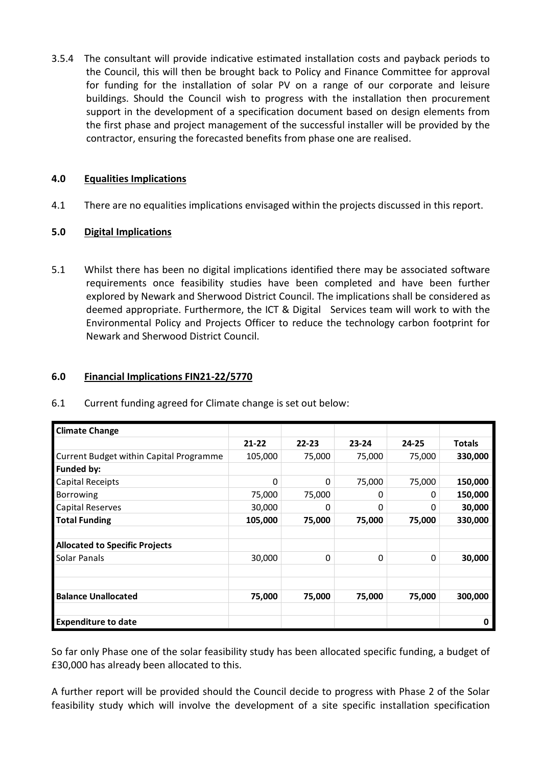3.5.4 The consultant will provide indicative estimated installation costs and payback periods to the Council, this will then be brought back to Policy and Finance Committee for approval for funding for the installation of solar PV on a range of our corporate and leisure buildings. Should the Council wish to progress with the installation then procurement support in the development of a specification document based on design elements from the first phase and project management of the successful installer will be provided by the contractor, ensuring the forecasted benefits from phase one are realised.

## 4.0 Equalities Implications

4.1 There are no equalities implications envisaged within the projects discussed in this report.

## 5.0 Digital Implications

5.1 Whilst there has been no digital implications identified there may be associated software requirements once feasibility studies have been completed and have been further explored by Newark and Sherwood District Council. The implications shall be considered as deemed appropriate. Furthermore, the ICT & Digital Services team will work to with the Environmental Policy and Projects Officer to reduce the technology carbon footprint for Newark and Sherwood District Council.

## 6.0 Financial Implications FIN21-22/5770

6.1 Current funding agreed for Climate change is set out below:

| **Climate Change** | | | | | |
|---|---|---|---|---|---|
| | **21-22** | **22-23** | **23-24** | **24-25** | **Totals** |
| Current Budget within Capital Programme | 105,000 | 75,000 | 75,000 | 75,000 | **330,000** |
| **Funded by:** | | | | | |
| Capital Receipts | 0 | 0 | 75,000 | 75,000 | **150,000** |
| Borrowing | 75,000 | 75,000 | 0 | 0 | **150,000** |
| Capital Reserves | 30,000 | 0 | 0 | 0 | **30,000** |
| **Total Funding** | **105,000** | **75,000** | **75,000** | **75,000** | 330,000 |
| | | | | | |
| **Allocated to Specific Projects** | | | | | |
| Solar Panals | 30,000 | 0 | 0 | 0 | **30,000** |
| | | | | | |
| | | | | | |
| **Balance Unallocated** | **75,000** | **75,000** | **75,000** | **75,000** | 300,000 |
| | | | | | |
| **Expenditure to date** | | | | | **0** |

So far only Phase one of the solar feasibility study has been allocated specific funding, a budget of £30,000 has already been allocated to this.

A further report will be provided should the Council decide to progress with Phase 2 of the Solar feasibility study which will involve the development of a site specific installation specification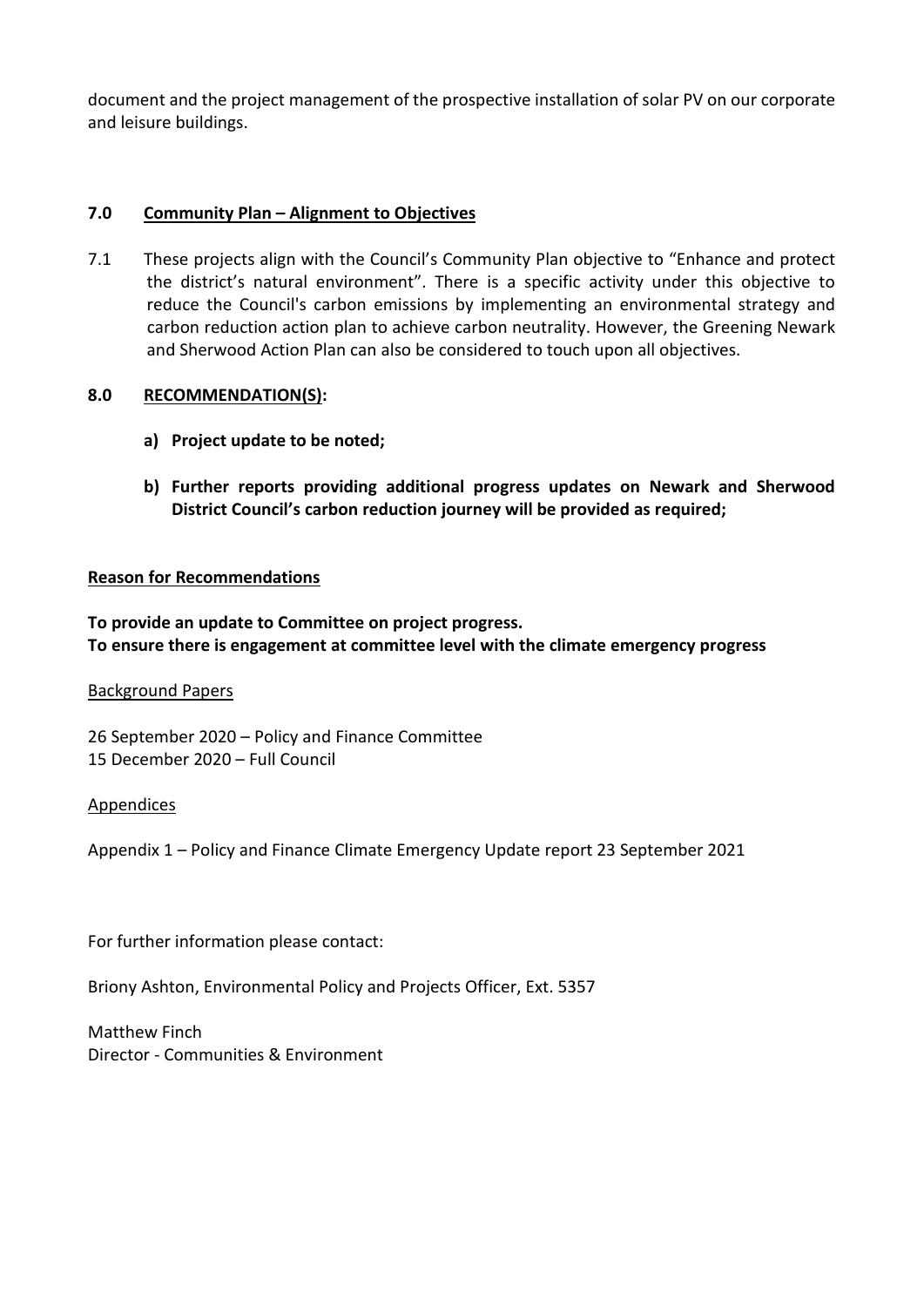document and the project management of the prospective installation of solar PV on our corporate and leisure buildings.

## 7.0 Community Plan – Alignment to Objectives

7.1 These projects align with the Council's Community Plan objective to "Enhance and protect the district's natural environment". There is a specific activity under this objective to reduce the Council's carbon emissions by implementing an environmental strategy and carbon reduction action plan to achieve carbon neutrality. However, the Greening Newark and Sherwood Action Plan can also be considered to touch upon all objectives.

## 8.0 RECOMMENDATION(S):

**a) Project update to be noted;**

**b) Further reports providing additional progress updates on Newark and Sherwood District Council's carbon reduction journey will be provided as required;**

### Reason for Recommendations

**To provide an update to Committee on project progress.**
**To ensure there is engagement at committee level with the climate emergency progress**

Background Papers

26 September 2020 – Policy and Finance Committee
15 December 2020 – Full Council

Appendices

Appendix 1 – Policy and Finance Climate Emergency Update report 23 September 2021

For further information please contact:

Briony Ashton, Environmental Policy and Projects Officer, Ext. 5357

Matthew Finch
Director - Communities & Environment